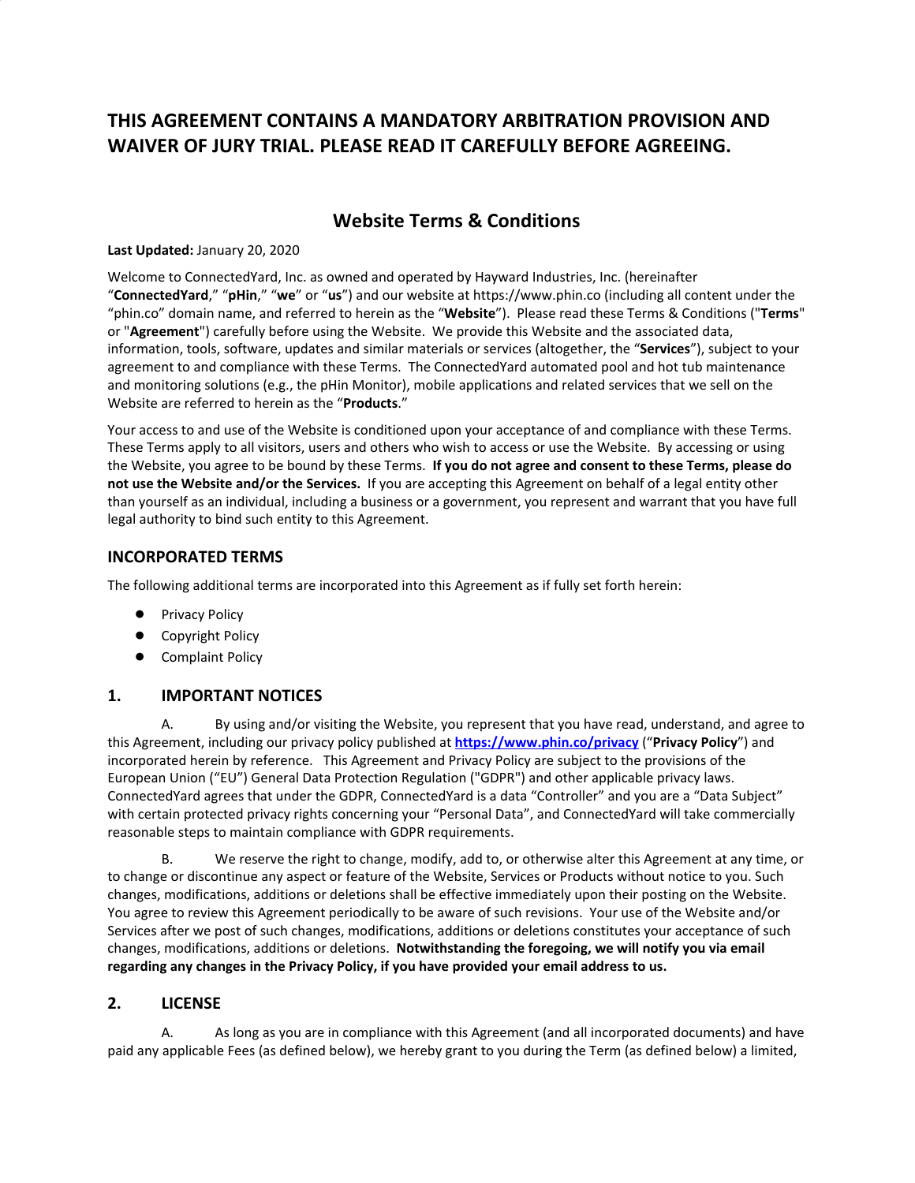# THIS AGREEMENT CONTAINS A MANDATORY ARBITRATION PROVISION AND WAIVER OF JURY TRIAL. PLEASE READ IT CAREFULLY BEFORE AGREEING.

## Website Terms & Conditions

**Last Updated:** January 20, 2020

Welcome to ConnectedYard, Inc. as owned and operated by Hayward Industries, Inc. (hereinafter "**ConnectedYard**," "**pHin**," "**we**" or "**us**") and our website at https://www.phin.co (including all content under the "phin.co" domain name, and referred to herein as the "**Website**"). Please read these Terms & Conditions ("**Terms**" or "**Agreement**") carefully before using the Website. We provide this Website and the associated data, information, tools, software, updates and similar materials or services (altogether, the "**Services**"), subject to your agreement to and compliance with these Terms. The ConnectedYard automated pool and hot tub maintenance and monitoring solutions (e.g., the pHin Monitor), mobile applications and related services that we sell on the Website are referred to herein as the "**Products**."

Your access to and use of the Website is conditioned upon your acceptance of and compliance with these Terms. These Terms apply to all visitors, users and others who wish to access or use the Website. By accessing or using the Website, you agree to be bound by these Terms. **If you do not agree and consent to these Terms, please do not use the Website and/or the Services.** If you are accepting this Agreement on behalf of a legal entity other than yourself as an individual, including a business or a government, you represent and warrant that you have full legal authority to bind such entity to this Agreement.

### INCORPORATED TERMS

The following additional terms are incorporated into this Agreement as if fully set forth herein:

- Privacy Policy
- Copyright Policy
- Complaint Policy

### 1. IMPORTANT NOTICES

A. By using and/or visiting the Website, you represent that you have read, understand, and agree to this Agreement, including our privacy policy published at **https://www.phin.co/privacy** ("**Privacy Policy**") and incorporated herein by reference. This Agreement and Privacy Policy are subject to the provisions of the European Union ("EU") General Data Protection Regulation ("GDPR") and other applicable privacy laws. ConnectedYard agrees that under the GDPR, ConnectedYard is a data "Controller" and you are a "Data Subject" with certain protected privacy rights concerning your "Personal Data", and ConnectedYard will take commercially reasonable steps to maintain compliance with GDPR requirements.

B. We reserve the right to change, modify, add to, or otherwise alter this Agreement at any time, or to change or discontinue any aspect or feature of the Website, Services or Products without notice to you. Such changes, modifications, additions or deletions shall be effective immediately upon their posting on the Website. You agree to review this Agreement periodically to be aware of such revisions. Your use of the Website and/or Services after we post of such changes, modifications, additions or deletions constitutes your acceptance of such changes, modifications, additions or deletions. **Notwithstanding the foregoing, we will notify you via email regarding any changes in the Privacy Policy, if you have provided your email address to us.**

### 2. LICENSE

A. As long as you are in compliance with this Agreement (and all incorporated documents) and have paid any applicable Fees (as defined below), we hereby grant to you during the Term (as defined below) a limited,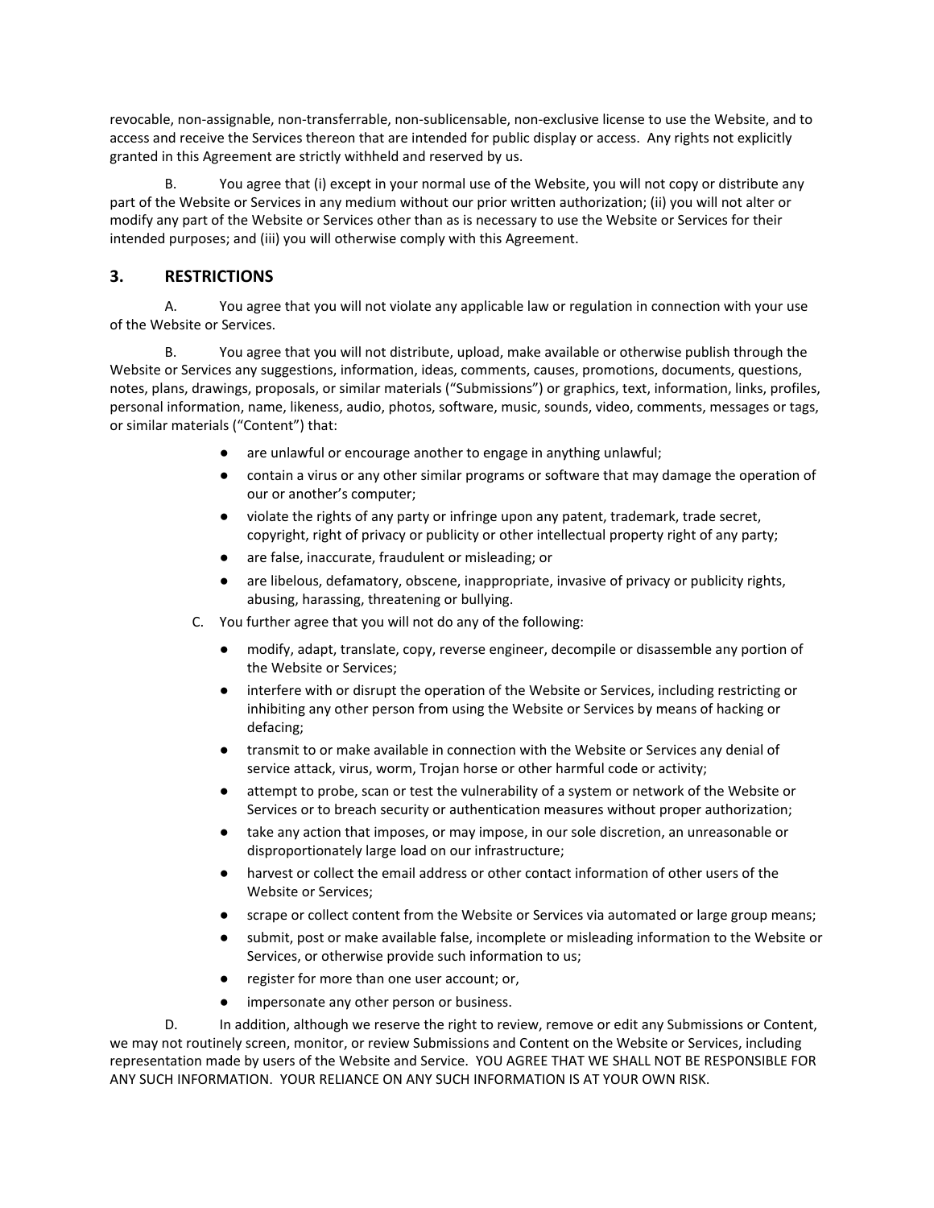revocable, non-assignable, non-transferrable, non-sublicensable, non-exclusive license to use the Website, and to access and receive the Services thereon that are intended for public display or access. Any rights not explicitly granted in this Agreement are strictly withheld and reserved by us.

B. You agree that (i) except in your normal use of the Website, you will not copy or distribute any part of the Website or Services in any medium without our prior written authorization; (ii) you will not alter or modify any part of the Website or Services other than as is necessary to use the Website or Services for their intended purposes; and (iii) you will otherwise comply with this Agreement.

## 3. RESTRICTIONS

A. You agree that you will not violate any applicable law or regulation in connection with your use of the Website or Services.

B. You agree that you will not distribute, upload, make available or otherwise publish through the Website or Services any suggestions, information, ideas, comments, causes, promotions, documents, questions, notes, plans, drawings, proposals, or similar materials ("Submissions") or graphics, text, information, links, profiles, personal information, name, likeness, audio, photos, software, music, sounds, video, comments, messages or tags, or similar materials ("Content") that:

- are unlawful or encourage another to engage in anything unlawful;
- contain a virus or any other similar programs or software that may damage the operation of our or another's computer;
- violate the rights of any party or infringe upon any patent, trademark, trade secret, copyright, right of privacy or publicity or other intellectual property right of any party;
- are false, inaccurate, fraudulent or misleading; or
- are libelous, defamatory, obscene, inappropriate, invasive of privacy or publicity rights, abusing, harassing, threatening or bullying.

C. You further agree that you will not do any of the following:

- modify, adapt, translate, copy, reverse engineer, decompile or disassemble any portion of the Website or Services;
- interfere with or disrupt the operation of the Website or Services, including restricting or inhibiting any other person from using the Website or Services by means of hacking or defacing;
- transmit to or make available in connection with the Website or Services any denial of service attack, virus, worm, Trojan horse or other harmful code or activity;
- attempt to probe, scan or test the vulnerability of a system or network of the Website or Services or to breach security or authentication measures without proper authorization;
- take any action that imposes, or may impose, in our sole discretion, an unreasonable or disproportionately large load on our infrastructure;
- harvest or collect the email address or other contact information of other users of the Website or Services;
- scrape or collect content from the Website or Services via automated or large group means;
- submit, post or make available false, incomplete or misleading information to the Website or Services, or otherwise provide such information to us;
- register for more than one user account; or,
- impersonate any other person or business.

D. In addition, although we reserve the right to review, remove or edit any Submissions or Content, we may not routinely screen, monitor, or review Submissions and Content on the Website or Services, including representation made by users of the Website and Service. YOU AGREE THAT WE SHALL NOT BE RESPONSIBLE FOR ANY SUCH INFORMATION. YOUR RELIANCE ON ANY SUCH INFORMATION IS AT YOUR OWN RISK.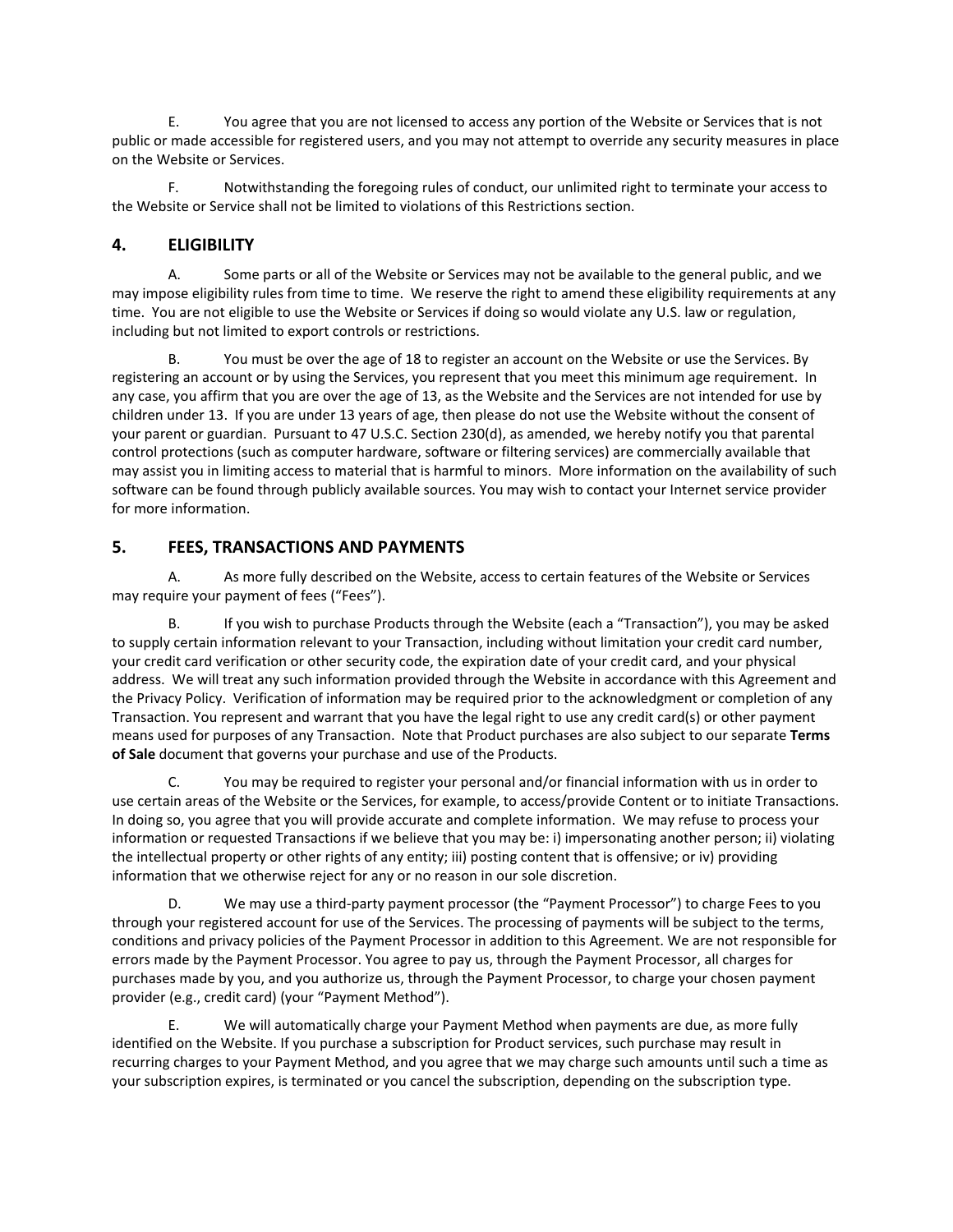E. You agree that you are not licensed to access any portion of the Website or Services that is not public or made accessible for registered users, and you may not attempt to override any security measures in place on the Website or Services.

F. Notwithstanding the foregoing rules of conduct, our unlimited right to terminate your access to the Website or Service shall not be limited to violations of this Restrictions section.

## 4. ELIGIBILITY

A. Some parts or all of the Website or Services may not be available to the general public, and we may impose eligibility rules from time to time. We reserve the right to amend these eligibility requirements at any time. You are not eligible to use the Website or Services if doing so would violate any U.S. law or regulation, including but not limited to export controls or restrictions.

B. You must be over the age of 18 to register an account on the Website or use the Services. By registering an account or by using the Services, you represent that you meet this minimum age requirement. In any case, you affirm that you are over the age of 13, as the Website and the Services are not intended for use by children under 13. If you are under 13 years of age, then please do not use the Website without the consent of your parent or guardian. Pursuant to 47 U.S.C. Section 230(d), as amended, we hereby notify you that parental control protections (such as computer hardware, software or filtering services) are commercially available that may assist you in limiting access to material that is harmful to minors. More information on the availability of such software can be found through publicly available sources. You may wish to contact your Internet service provider for more information.

## 5. FEES, TRANSACTIONS AND PAYMENTS

A. As more fully described on the Website, access to certain features of the Website or Services may require your payment of fees ("Fees").

B. If you wish to purchase Products through the Website (each a "Transaction"), you may be asked to supply certain information relevant to your Transaction, including without limitation your credit card number, your credit card verification or other security code, the expiration date of your credit card, and your physical address. We will treat any such information provided through the Website in accordance with this Agreement and the Privacy Policy. Verification of information may be required prior to the acknowledgment or completion of any Transaction. You represent and warrant that you have the legal right to use any credit card(s) or other payment means used for purposes of any Transaction. Note that Product purchases are also subject to our separate **Terms of Sale** document that governs your purchase and use of the Products.

C. You may be required to register your personal and/or financial information with us in order to use certain areas of the Website or the Services, for example, to access/provide Content or to initiate Transactions. In doing so, you agree that you will provide accurate and complete information. We may refuse to process your information or requested Transactions if we believe that you may be: i) impersonating another person; ii) violating the intellectual property or other rights of any entity; iii) posting content that is offensive; or iv) providing information that we otherwise reject for any or no reason in our sole discretion.

D. We may use a third-party payment processor (the "Payment Processor") to charge Fees to you through your registered account for use of the Services. The processing of payments will be subject to the terms, conditions and privacy policies of the Payment Processor in addition to this Agreement. We are not responsible for errors made by the Payment Processor. You agree to pay us, through the Payment Processor, all charges for purchases made by you, and you authorize us, through the Payment Processor, to charge your chosen payment provider (e.g., credit card) (your "Payment Method").

E. We will automatically charge your Payment Method when payments are due, as more fully identified on the Website. If you purchase a subscription for Product services, such purchase may result in recurring charges to your Payment Method, and you agree that we may charge such amounts until such a time as your subscription expires, is terminated or you cancel the subscription, depending on the subscription type.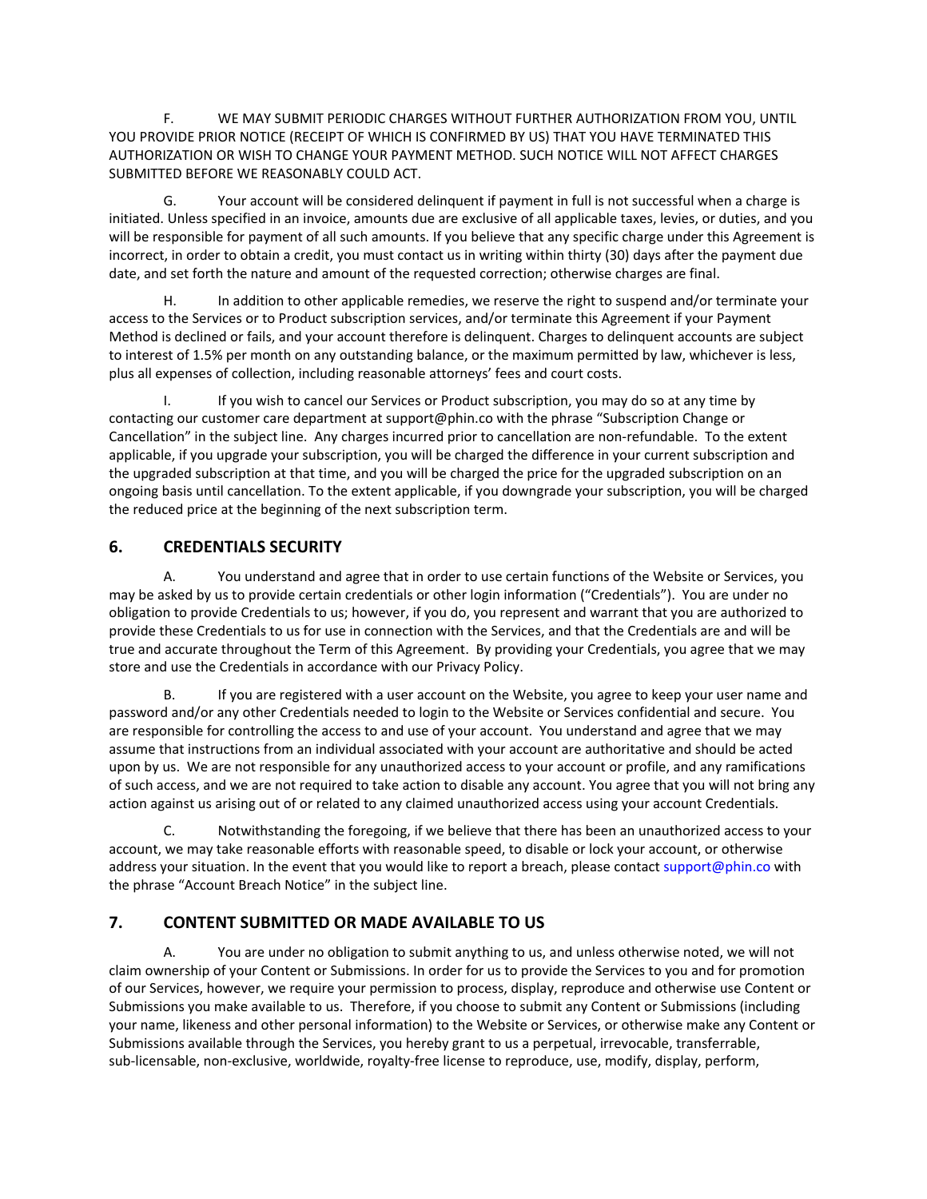F. WE MAY SUBMIT PERIODIC CHARGES WITHOUT FURTHER AUTHORIZATION FROM YOU, UNTIL YOU PROVIDE PRIOR NOTICE (RECEIPT OF WHICH IS CONFIRMED BY US) THAT YOU HAVE TERMINATED THIS AUTHORIZATION OR WISH TO CHANGE YOUR PAYMENT METHOD. SUCH NOTICE WILL NOT AFFECT CHARGES SUBMITTED BEFORE WE REASONABLY COULD ACT.

G. Your account will be considered delinquent if payment in full is not successful when a charge is initiated. Unless specified in an invoice, amounts due are exclusive of all applicable taxes, levies, or duties, and you will be responsible for payment of all such amounts. If you believe that any specific charge under this Agreement is incorrect, in order to obtain a credit, you must contact us in writing within thirty (30) days after the payment due date, and set forth the nature and amount of the requested correction; otherwise charges are final.

H. In addition to other applicable remedies, we reserve the right to suspend and/or terminate your access to the Services or to Product subscription services, and/or terminate this Agreement if your Payment Method is declined or fails, and your account therefore is delinquent. Charges to delinquent accounts are subject to interest of 1.5% per month on any outstanding balance, or the maximum permitted by law, whichever is less, plus all expenses of collection, including reasonable attorneys' fees and court costs.

I. If you wish to cancel our Services or Product subscription, you may do so at any time by contacting our customer care department at support@phin.co with the phrase "Subscription Change or Cancellation" in the subject line. Any charges incurred prior to cancellation are non-refundable. To the extent applicable, if you upgrade your subscription, you will be charged the difference in your current subscription and the upgraded subscription at that time, and you will be charged the price for the upgraded subscription on an ongoing basis until cancellation. To the extent applicable, if you downgrade your subscription, you will be charged the reduced price at the beginning of the next subscription term.

## 6. CREDENTIALS SECURITY

A. You understand and agree that in order to use certain functions of the Website or Services, you may be asked by us to provide certain credentials or other login information ("Credentials"). You are under no obligation to provide Credentials to us; however, if you do, you represent and warrant that you are authorized to provide these Credentials to us for use in connection with the Services, and that the Credentials are and will be true and accurate throughout the Term of this Agreement. By providing your Credentials, you agree that we may store and use the Credentials in accordance with our Privacy Policy.

B. If you are registered with a user account on the Website, you agree to keep your user name and password and/or any other Credentials needed to login to the Website or Services confidential and secure. You are responsible for controlling the access to and use of your account. You understand and agree that we may assume that instructions from an individual associated with your account are authoritative and should be acted upon by us. We are not responsible for any unauthorized access to your account or profile, and any ramifications of such access, and we are not required to take action to disable any account. You agree that you will not bring any action against us arising out of or related to any claimed unauthorized access using your account Credentials.

C. Notwithstanding the foregoing, if we believe that there has been an unauthorized access to your account, we may take reasonable efforts with reasonable speed, to disable or lock your account, or otherwise address your situation. In the event that you would like to report a breach, please contact support@phin.co with the phrase "Account Breach Notice" in the subject line.

## 7. CONTENT SUBMITTED OR MADE AVAILABLE TO US

A. You are under no obligation to submit anything to us, and unless otherwise noted, we will not claim ownership of your Content or Submissions. In order for us to provide the Services to you and for promotion of our Services, however, we require your permission to process, display, reproduce and otherwise use Content or Submissions you make available to us. Therefore, if you choose to submit any Content or Submissions (including your name, likeness and other personal information) to the Website or Services, or otherwise make any Content or Submissions available through the Services, you hereby grant to us a perpetual, irrevocable, transferrable, sub-licensable, non-exclusive, worldwide, royalty-free license to reproduce, use, modify, display, perform,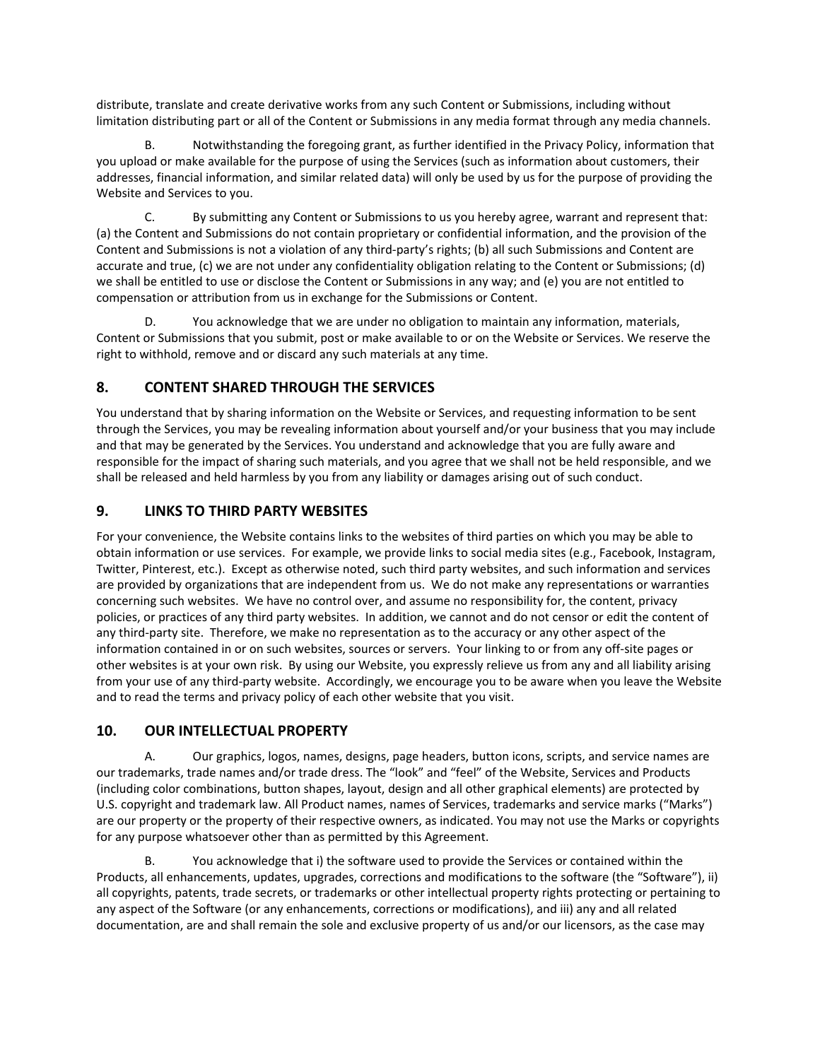distribute, translate and create derivative works from any such Content or Submissions, including without limitation distributing part or all of the Content or Submissions in any media format through any media channels.

B. Notwithstanding the foregoing grant, as further identified in the Privacy Policy, information that you upload or make available for the purpose of using the Services (such as information about customers, their addresses, financial information, and similar related data) will only be used by us for the purpose of providing the Website and Services to you.

C. By submitting any Content or Submissions to us you hereby agree, warrant and represent that: (a) the Content and Submissions do not contain proprietary or confidential information, and the provision of the Content and Submissions is not a violation of any third-party's rights; (b) all such Submissions and Content are accurate and true, (c) we are not under any confidentiality obligation relating to the Content or Submissions; (d) we shall be entitled to use or disclose the Content or Submissions in any way; and (e) you are not entitled to compensation or attribution from us in exchange for the Submissions or Content.

D. You acknowledge that we are under no obligation to maintain any information, materials, Content or Submissions that you submit, post or make available to or on the Website or Services. We reserve the right to withhold, remove and or discard any such materials at any time.

## 8. CONTENT SHARED THROUGH THE SERVICES

You understand that by sharing information on the Website or Services, and requesting information to be sent through the Services, you may be revealing information about yourself and/or your business that you may include and that may be generated by the Services. You understand and acknowledge that you are fully aware and responsible for the impact of sharing such materials, and you agree that we shall not be held responsible, and we shall be released and held harmless by you from any liability or damages arising out of such conduct.

## 9. LINKS TO THIRD PARTY WEBSITES

For your convenience, the Website contains links to the websites of third parties on which you may be able to obtain information or use services. For example, we provide links to social media sites (e.g., Facebook, Instagram, Twitter, Pinterest, etc.). Except as otherwise noted, such third party websites, and such information and services are provided by organizations that are independent from us. We do not make any representations or warranties concerning such websites. We have no control over, and assume no responsibility for, the content, privacy policies, or practices of any third party websites. In addition, we cannot and do not censor or edit the content of any third-party site. Therefore, we make no representation as to the accuracy or any other aspect of the information contained in or on such websites, sources or servers. Your linking to or from any off-site pages or other websites is at your own risk. By using our Website, you expressly relieve us from any and all liability arising from your use of any third-party website. Accordingly, we encourage you to be aware when you leave the Website and to read the terms and privacy policy of each other website that you visit.

## 10. OUR INTELLECTUAL PROPERTY

A. Our graphics, logos, names, designs, page headers, button icons, scripts, and service names are our trademarks, trade names and/or trade dress. The "look" and "feel" of the Website, Services and Products (including color combinations, button shapes, layout, design and all other graphical elements) are protected by U.S. copyright and trademark law. All Product names, names of Services, trademarks and service marks ("Marks") are our property or the property of their respective owners, as indicated. You may not use the Marks or copyrights for any purpose whatsoever other than as permitted by this Agreement.

B. You acknowledge that i) the software used to provide the Services or contained within the Products, all enhancements, updates, upgrades, corrections and modifications to the software (the "Software"), ii) all copyrights, patents, trade secrets, or trademarks or other intellectual property rights protecting or pertaining to any aspect of the Software (or any enhancements, corrections or modifications), and iii) any and all related documentation, are and shall remain the sole and exclusive property of us and/or our licensors, as the case may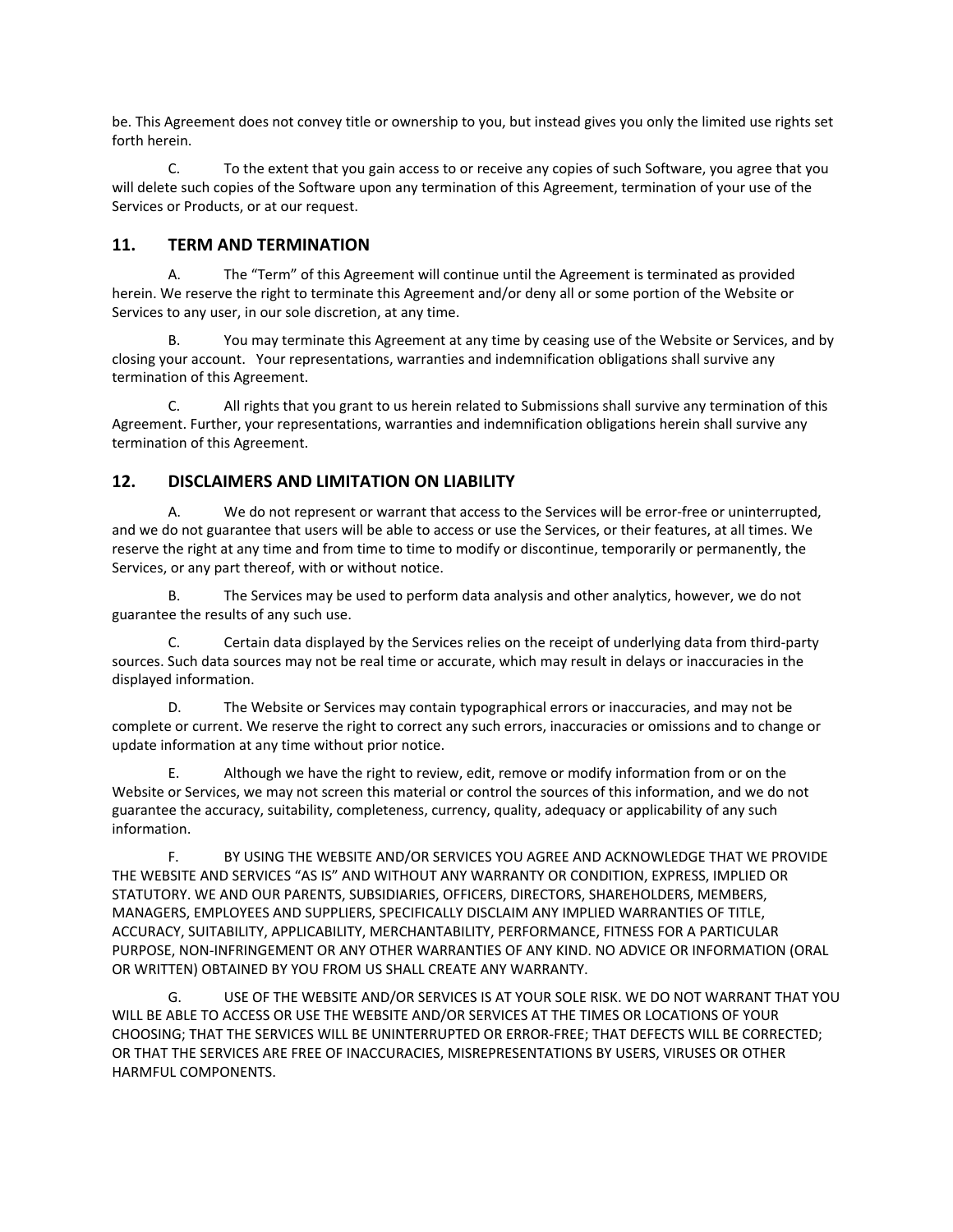be. This Agreement does not convey title or ownership to you, but instead gives you only the limited use rights set forth herein.

C. To the extent that you gain access to or receive any copies of such Software, you agree that you will delete such copies of the Software upon any termination of this Agreement, termination of your use of the Services or Products, or at our request.

## 11. TERM AND TERMINATION

A. The "Term" of this Agreement will continue until the Agreement is terminated as provided herein. We reserve the right to terminate this Agreement and/or deny all or some portion of the Website or Services to any user, in our sole discretion, at any time.

B. You may terminate this Agreement at any time by ceasing use of the Website or Services, and by closing your account. Your representations, warranties and indemnification obligations shall survive any termination of this Agreement.

C. All rights that you grant to us herein related to Submissions shall survive any termination of this Agreement. Further, your representations, warranties and indemnification obligations herein shall survive any termination of this Agreement.

## 12. DISCLAIMERS AND LIMITATION ON LIABILITY

A. We do not represent or warrant that access to the Services will be error-free or uninterrupted, and we do not guarantee that users will be able to access or use the Services, or their features, at all times. We reserve the right at any time and from time to time to modify or discontinue, temporarily or permanently, the Services, or any part thereof, with or without notice.

B. The Services may be used to perform data analysis and other analytics, however, we do not guarantee the results of any such use.

C. Certain data displayed by the Services relies on the receipt of underlying data from third-party sources. Such data sources may not be real time or accurate, which may result in delays or inaccuracies in the displayed information.

D. The Website or Services may contain typographical errors or inaccuracies, and may not be complete or current. We reserve the right to correct any such errors, inaccuracies or omissions and to change or update information at any time without prior notice.

E. Although we have the right to review, edit, remove or modify information from or on the Website or Services, we may not screen this material or control the sources of this information, and we do not guarantee the accuracy, suitability, completeness, currency, quality, adequacy or applicability of any such information.

F. BY USING THE WEBSITE AND/OR SERVICES YOU AGREE AND ACKNOWLEDGE THAT WE PROVIDE THE WEBSITE AND SERVICES "AS IS" AND WITHOUT ANY WARRANTY OR CONDITION, EXPRESS, IMPLIED OR STATUTORY. WE AND OUR PARENTS, SUBSIDIARIES, OFFICERS, DIRECTORS, SHAREHOLDERS, MEMBERS, MANAGERS, EMPLOYEES AND SUPPLIERS, SPECIFICALLY DISCLAIM ANY IMPLIED WARRANTIES OF TITLE, ACCURACY, SUITABILITY, APPLICABILITY, MERCHANTABILITY, PERFORMANCE, FITNESS FOR A PARTICULAR PURPOSE, NON-INFRINGEMENT OR ANY OTHER WARRANTIES OF ANY KIND. NO ADVICE OR INFORMATION (ORAL OR WRITTEN) OBTAINED BY YOU FROM US SHALL CREATE ANY WARRANTY.

G. USE OF THE WEBSITE AND/OR SERVICES IS AT YOUR SOLE RISK. WE DO NOT WARRANT THAT YOU WILL BE ABLE TO ACCESS OR USE THE WEBSITE AND/OR SERVICES AT THE TIMES OR LOCATIONS OF YOUR CHOOSING; THAT THE SERVICES WILL BE UNINTERRUPTED OR ERROR-FREE; THAT DEFECTS WILL BE CORRECTED; OR THAT THE SERVICES ARE FREE OF INACCURACIES, MISREPRESENTATIONS BY USERS, VIRUSES OR OTHER HARMFUL COMPONENTS.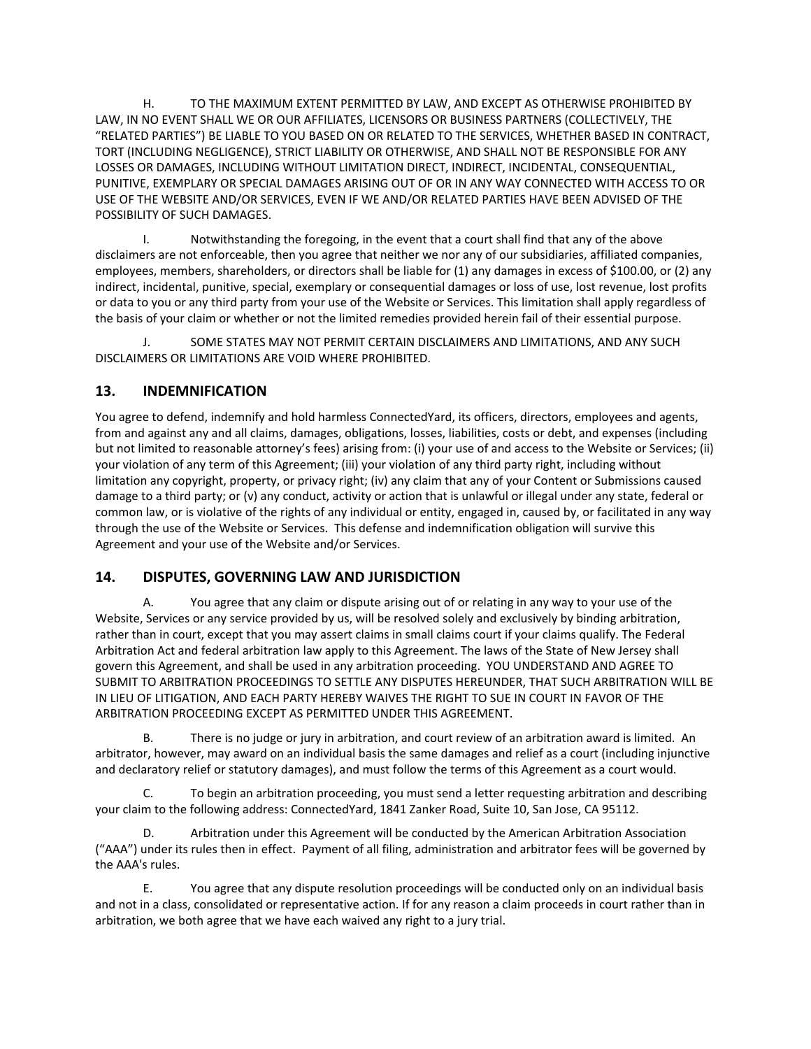H. TO THE MAXIMUM EXTENT PERMITTED BY LAW, AND EXCEPT AS OTHERWISE PROHIBITED BY LAW, IN NO EVENT SHALL WE OR OUR AFFILIATES, LICENSORS OR BUSINESS PARTNERS (COLLECTIVELY, THE "RELATED PARTIES") BE LIABLE TO YOU BASED ON OR RELATED TO THE SERVICES, WHETHER BASED IN CONTRACT, TORT (INCLUDING NEGLIGENCE), STRICT LIABILITY OR OTHERWISE, AND SHALL NOT BE RESPONSIBLE FOR ANY LOSSES OR DAMAGES, INCLUDING WITHOUT LIMITATION DIRECT, INDIRECT, INCIDENTAL, CONSEQUENTIAL, PUNITIVE, EXEMPLARY OR SPECIAL DAMAGES ARISING OUT OF OR IN ANY WAY CONNECTED WITH ACCESS TO OR USE OF THE WEBSITE AND/OR SERVICES, EVEN IF WE AND/OR RELATED PARTIES HAVE BEEN ADVISED OF THE POSSIBILITY OF SUCH DAMAGES.

I. Notwithstanding the foregoing, in the event that a court shall find that any of the above disclaimers are not enforceable, then you agree that neither we nor any of our subsidiaries, affiliated companies, employees, members, shareholders, or directors shall be liable for (1) any damages in excess of $100.00, or (2) any indirect, incidental, punitive, special, exemplary or consequential damages or loss of use, lost revenue, lost profits or data to you or any third party from your use of the Website or Services. This limitation shall apply regardless of the basis of your claim or whether or not the limited remedies provided herein fail of their essential purpose.

J. SOME STATES MAY NOT PERMIT CERTAIN DISCLAIMERS AND LIMITATIONS, AND ANY SUCH DISCLAIMERS OR LIMITATIONS ARE VOID WHERE PROHIBITED.

## 13. INDEMNIFICATION

You agree to defend, indemnify and hold harmless ConnectedYard, its officers, directors, employees and agents, from and against any and all claims, damages, obligations, losses, liabilities, costs or debt, and expenses (including but not limited to reasonable attorney's fees) arising from: (i) your use of and access to the Website or Services; (ii) your violation of any term of this Agreement; (iii) your violation of any third party right, including without limitation any copyright, property, or privacy right; (iv) any claim that any of your Content or Submissions caused damage to a third party; or (v) any conduct, activity or action that is unlawful or illegal under any state, federal or common law, or is violative of the rights of any individual or entity, engaged in, caused by, or facilitated in any way through the use of the Website or Services. This defense and indemnification obligation will survive this Agreement and your use of the Website and/or Services.

## 14. DISPUTES, GOVERNING LAW AND JURISDICTION

A. You agree that any claim or dispute arising out of or relating in any way to your use of the Website, Services or any service provided by us, will be resolved solely and exclusively by binding arbitration, rather than in court, except that you may assert claims in small claims court if your claims qualify. The Federal Arbitration Act and federal arbitration law apply to this Agreement. The laws of the State of New Jersey shall govern this Agreement, and shall be used in any arbitration proceeding. YOU UNDERSTAND AND AGREE TO SUBMIT TO ARBITRATION PROCEEDINGS TO SETTLE ANY DISPUTES HEREUNDER, THAT SUCH ARBITRATION WILL BE IN LIEU OF LITIGATION, AND EACH PARTY HEREBY WAIVES THE RIGHT TO SUE IN COURT IN FAVOR OF THE ARBITRATION PROCEEDING EXCEPT AS PERMITTED UNDER THIS AGREEMENT.

B. There is no judge or jury in arbitration, and court review of an arbitration award is limited. An arbitrator, however, may award on an individual basis the same damages and relief as a court (including injunctive and declaratory relief or statutory damages), and must follow the terms of this Agreement as a court would.

C. To begin an arbitration proceeding, you must send a letter requesting arbitration and describing your claim to the following address: ConnectedYard, 1841 Zanker Road, Suite 10, San Jose, CA 95112.

D. Arbitration under this Agreement will be conducted by the American Arbitration Association ("AAA") under its rules then in effect. Payment of all filing, administration and arbitrator fees will be governed by the AAA's rules.

E. You agree that any dispute resolution proceedings will be conducted only on an individual basis and not in a class, consolidated or representative action. If for any reason a claim proceeds in court rather than in arbitration, we both agree that we have each waived any right to a jury trial.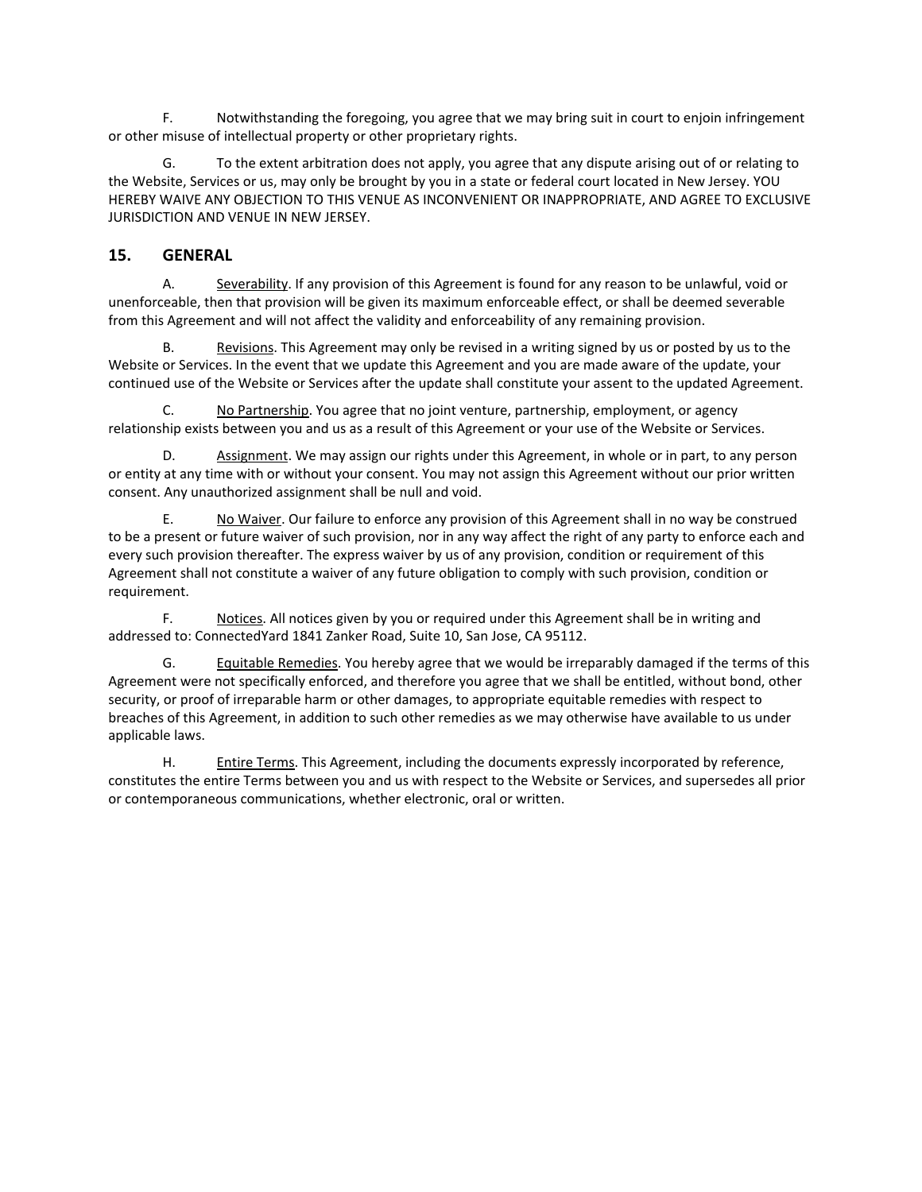F. Notwithstanding the foregoing, you agree that we may bring suit in court to enjoin infringement or other misuse of intellectual property or other proprietary rights.

G. To the extent arbitration does not apply, you agree that any dispute arising out of or relating to the Website, Services or us, may only be brought by you in a state or federal court located in New Jersey. YOU HEREBY WAIVE ANY OBJECTION TO THIS VENUE AS INCONVENIENT OR INAPPROPRIATE, AND AGREE TO EXCLUSIVE JURISDICTION AND VENUE IN NEW JERSEY.

## 15. GENERAL

A. Severability. If any provision of this Agreement is found for any reason to be unlawful, void or unenforceable, then that provision will be given its maximum enforceable effect, or shall be deemed severable from this Agreement and will not affect the validity and enforceability of any remaining provision.

B. Revisions. This Agreement may only be revised in a writing signed by us or posted by us to the Website or Services. In the event that we update this Agreement and you are made aware of the update, your continued use of the Website or Services after the update shall constitute your assent to the updated Agreement.

C. No Partnership. You agree that no joint venture, partnership, employment, or agency relationship exists between you and us as a result of this Agreement or your use of the Website or Services.

D. Assignment. We may assign our rights under this Agreement, in whole or in part, to any person or entity at any time with or without your consent. You may not assign this Agreement without our prior written consent. Any unauthorized assignment shall be null and void.

E. No Waiver. Our failure to enforce any provision of this Agreement shall in no way be construed to be a present or future waiver of such provision, nor in any way affect the right of any party to enforce each and every such provision thereafter. The express waiver by us of any provision, condition or requirement of this Agreement shall not constitute a waiver of any future obligation to comply with such provision, condition or requirement.

F. Notices. All notices given by you or required under this Agreement shall be in writing and addressed to: ConnectedYard 1841 Zanker Road, Suite 10, San Jose, CA 95112.

G. Equitable Remedies. You hereby agree that we would be irreparably damaged if the terms of this Agreement were not specifically enforced, and therefore you agree that we shall be entitled, without bond, other security, or proof of irreparable harm or other damages, to appropriate equitable remedies with respect to breaches of this Agreement, in addition to such other remedies as we may otherwise have available to us under applicable laws.

H. Entire Terms. This Agreement, including the documents expressly incorporated by reference, constitutes the entire Terms between you and us with respect to the Website or Services, and supersedes all prior or contemporaneous communications, whether electronic, oral or written.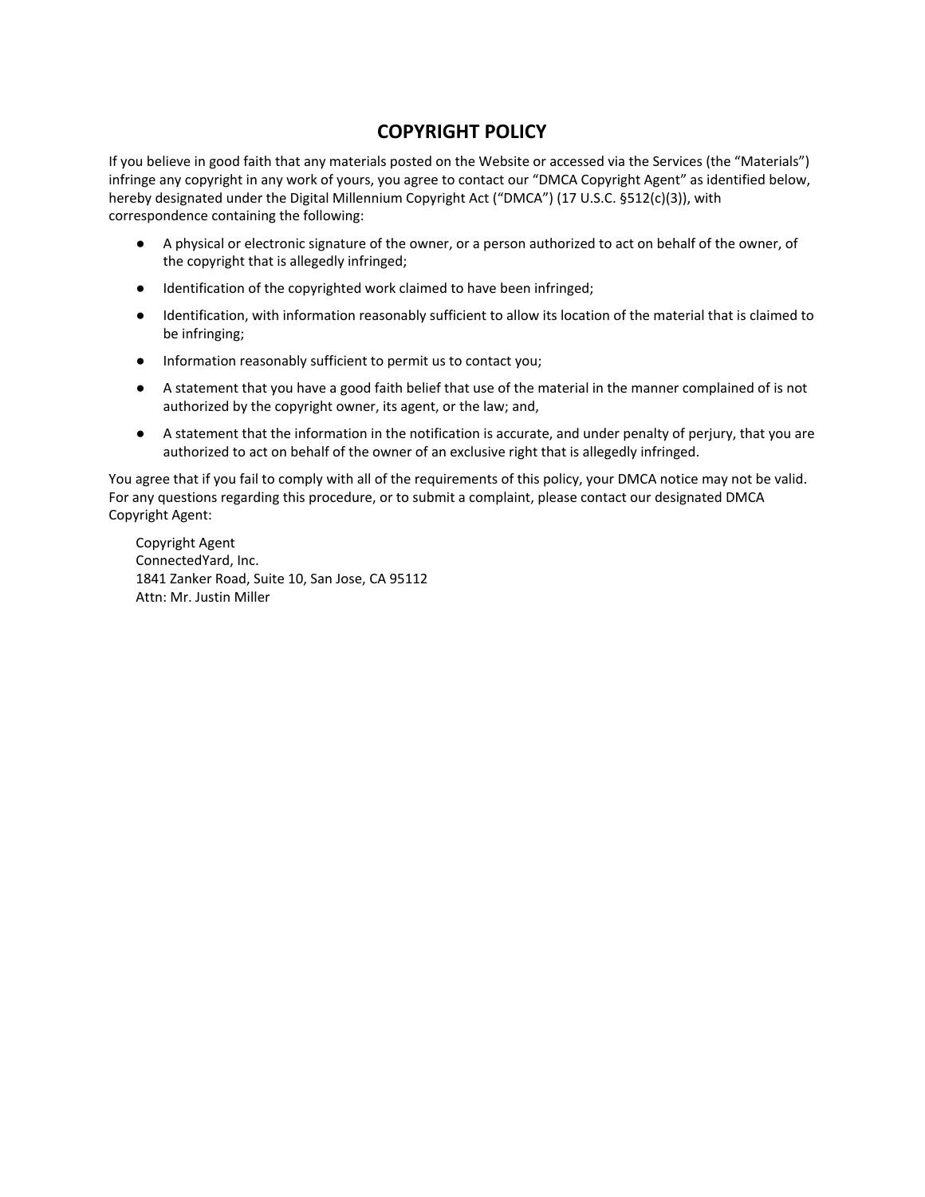# COPYRIGHT POLICY

If you believe in good faith that any materials posted on the Website or accessed via the Services (the "Materials") infringe any copyright in any work of yours, you agree to contact our "DMCA Copyright Agent" as identified below, hereby designated under the Digital Millennium Copyright Act ("DMCA") (17 U.S.C. §512(c)(3)), with correspondence containing the following:

- A physical or electronic signature of the owner, or a person authorized to act on behalf of the owner, of the copyright that is allegedly infringed;
- Identification of the copyrighted work claimed to have been infringed;
- Identification, with information reasonably sufficient to allow its location of the material that is claimed to be infringing;
- Information reasonably sufficient to permit us to contact you;
- A statement that you have a good faith belief that use of the material in the manner complained of is not authorized by the copyright owner, its agent, or the law; and,
- A statement that the information in the notification is accurate, and under penalty of perjury, that you are authorized to act on behalf of the owner of an exclusive right that is allegedly infringed.

You agree that if you fail to comply with all of the requirements of this policy, your DMCA notice may not be valid. For any questions regarding this procedure, or to submit a complaint, please contact our designated DMCA Copyright Agent:

Copyright Agent
ConnectedYard, Inc.
1841 Zanker Road, Suite 10, San Jose, CA 95112
Attn: Mr. Justin Miller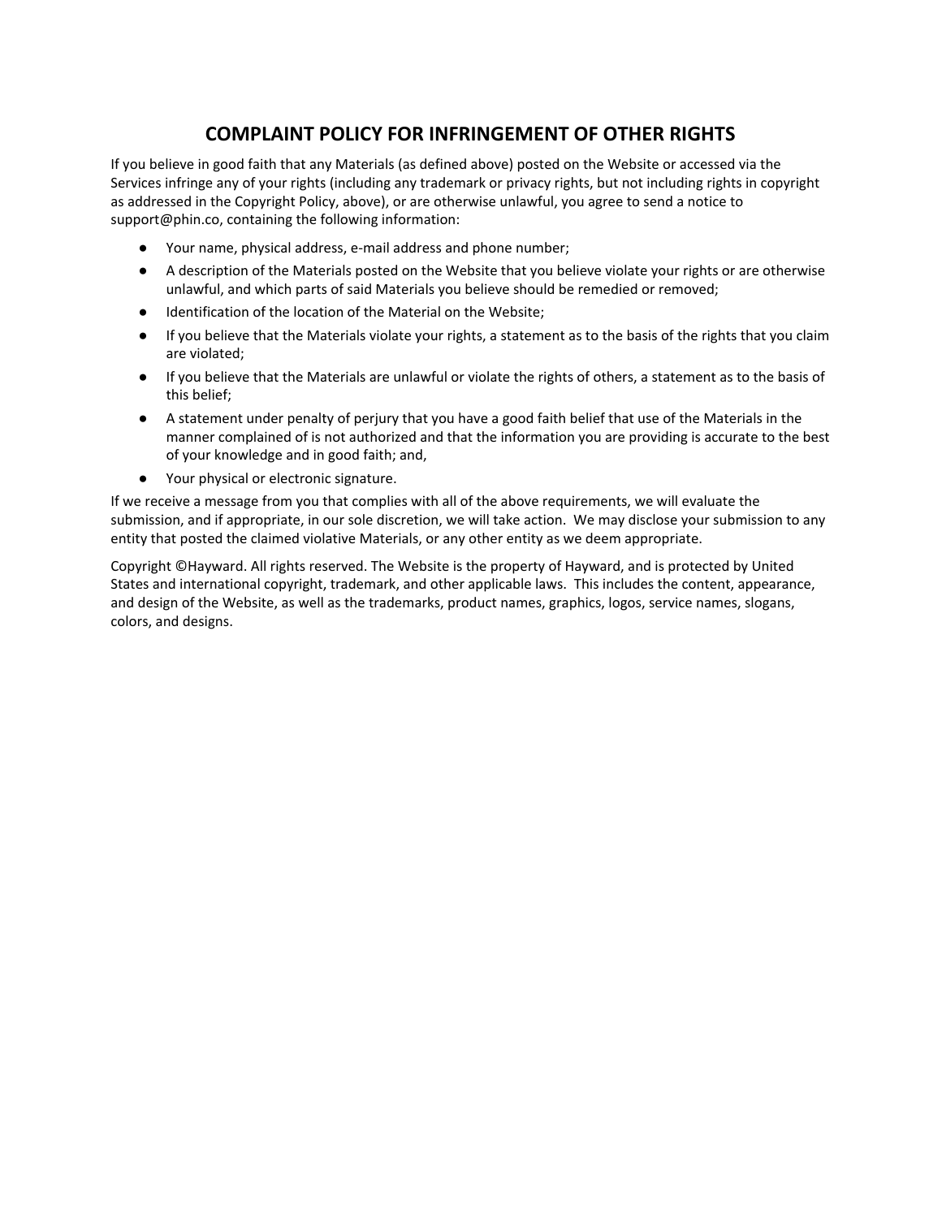## COMPLAINT POLICY FOR INFRINGEMENT OF OTHER RIGHTS

If you believe in good faith that any Materials (as defined above) posted on the Website or accessed via the Services infringe any of your rights (including any trademark or privacy rights, but not including rights in copyright as addressed in the Copyright Policy, above), or are otherwise unlawful, you agree to send a notice to support@phin.co, containing the following information:

- Your name, physical address, e-mail address and phone number;
- A description of the Materials posted on the Website that you believe violate your rights or are otherwise unlawful, and which parts of said Materials you believe should be remedied or removed;
- Identification of the location of the Material on the Website;
- If you believe that the Materials violate your rights, a statement as to the basis of the rights that you claim are violated;
- If you believe that the Materials are unlawful or violate the rights of others, a statement as to the basis of this belief;
- A statement under penalty of perjury that you have a good faith belief that use of the Materials in the manner complained of is not authorized and that the information you are providing is accurate to the best of your knowledge and in good faith; and,
- Your physical or electronic signature.

If we receive a message from you that complies with all of the above requirements, we will evaluate the submission, and if appropriate, in our sole discretion, we will take action. We may disclose your submission to any entity that posted the claimed violative Materials, or any other entity as we deem appropriate.

Copyright ©Hayward. All rights reserved. The Website is the property of Hayward, and is protected by United States and international copyright, trademark, and other applicable laws. This includes the content, appearance, and design of the Website, as well as the trademarks, product names, graphics, logos, service names, slogans, colors, and designs.